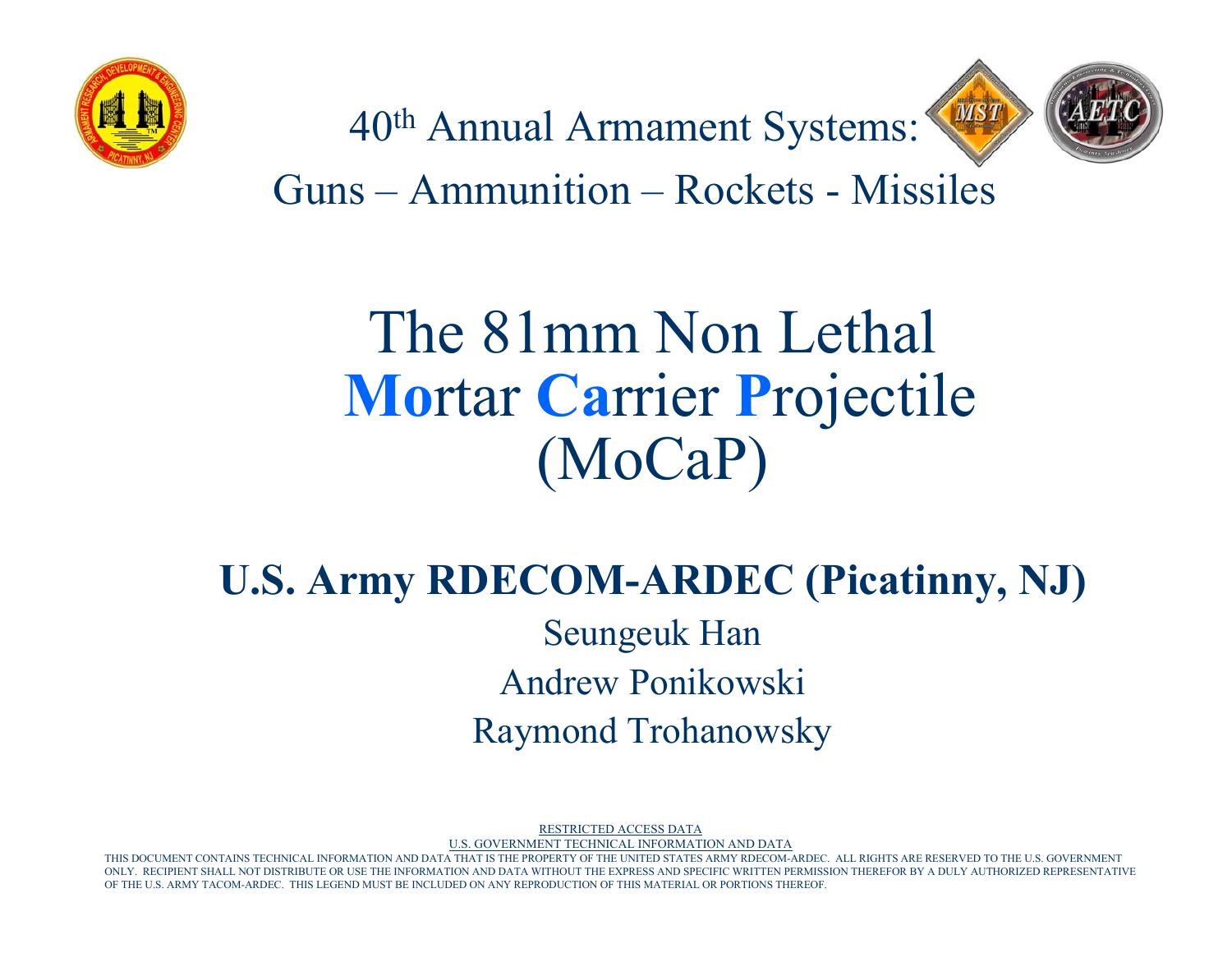40th Annual Armament Systems:

Guns – Ammunition – Rockets - Missiles

# The 81mm Non Lethal **Mo**rtar **Ca**rrier **P**rojectile (MoCaP)

## U.S. Army RDECOM-ARDEC (Picatinny, NJ)

Seungeuk Han

Andrew Ponikowski

Raymond Trohanowsky

RESTRICTED ACCESS DATA

U.S. GOVERNMENT TECHNICAL INFORMATION AND DATA

THIS DOCUMENT CONTAINS TECHNICAL INFORMATION AND DATA THAT IS THE PROPERTY OF THE UNITED STATES ARMY RDECOM-ARDEC. ALL RIGHTS ARE RESERVED TO THE U.S. GOVERNMENT ONLY. RECIPIENT SHALL NOT DISTRIBUTE OR USE THE INFORMATION AND DATA WITHOUT THE EXPRESS AND SPECIFIC WRITTEN PERMISSION THEREFOR BY A DULY AUTHORIZED REPRESENTATIVE OF THE U.S. ARMY TACOM-ARDEC. THIS LEGEND MUST BE INCLUDED ON ANY REPRODUCTION OF THIS MATERIAL OR PORTIONS THEREOF.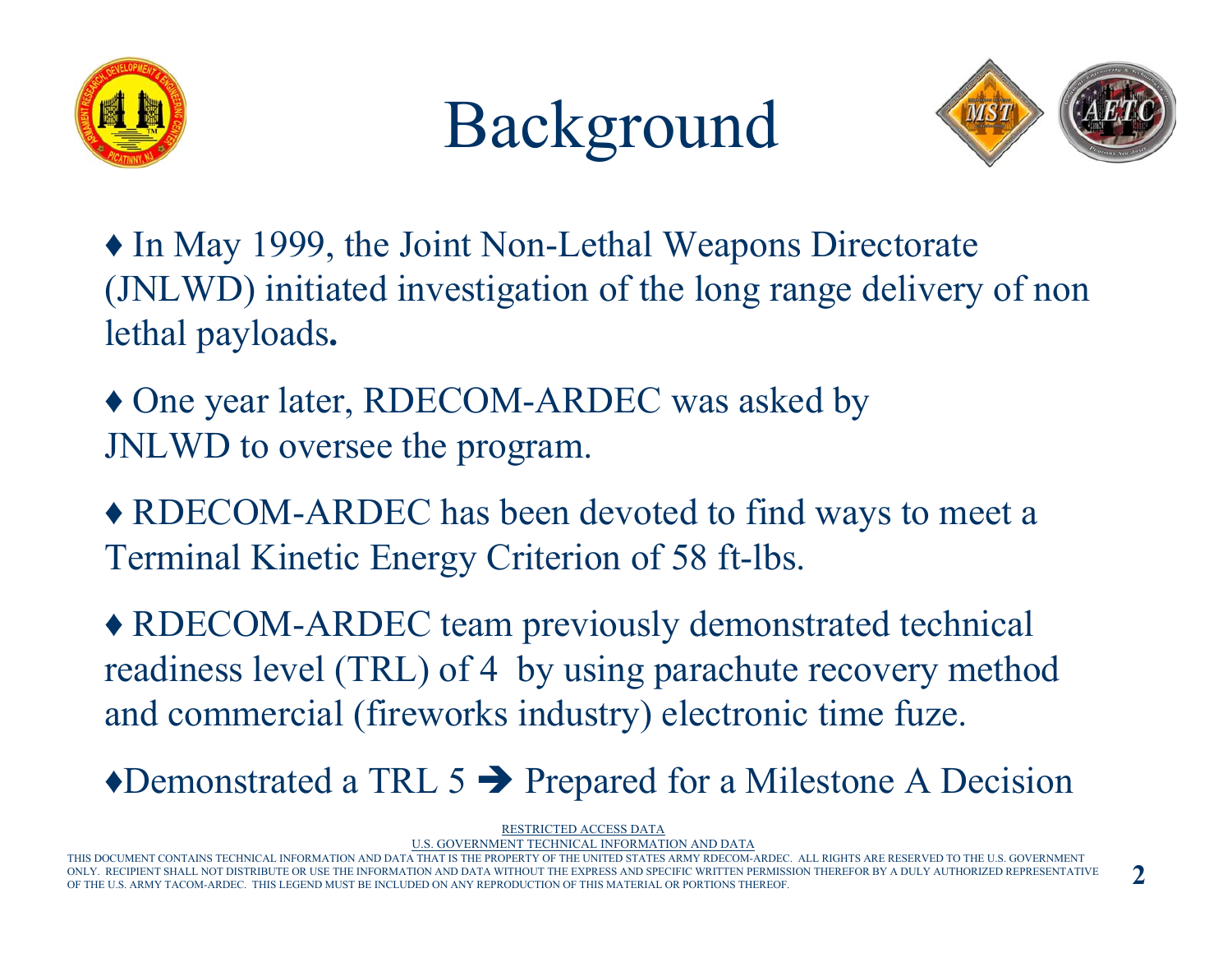# Background

♦ In May 1999, the Joint Non-Lethal Weapons Directorate (JNLWD) initiated investigation of the long range delivery of non lethal payloads**.**

♦ One year later, RDECOM-ARDEC was asked by JNLWD to oversee the program.

♦ RDECOM-ARDEC has been devoted to find ways to meet a Terminal Kinetic Energy Criterion of 58 ft-lbs.

♦ RDECOM-ARDEC team previously demonstrated technical readiness level (TRL) of 4 by using parachute recovery method and commercial (fireworks industry) electronic time fuze.

♦Demonstrated a TRL 5 ➔ Prepared for a Milestone A Decision

RESTRICTED ACCESS DATA
U.S. GOVERNMENT TECHNICAL INFORMATION AND DATA
THIS DOCUMENT CONTAINS TECHNICAL INFORMATION AND DATA THAT IS THE PROPERTY OF THE UNITED STATES ARMY RDECOM-ARDEC. ALL RIGHTS ARE RESERVED TO THE U.S. GOVERNMENT ONLY. RECIPIENT SHALL NOT DISTRIBUTE OR USE THE INFORMATION AND DATA WITHOUT THE EXPRESS AND SPECIFIC WRITTEN PERMISSION THEREFOR BY A DULY AUTHORIZED REPRESENTATIVE OF THE U.S. ARMY TACOM-ARDEC. THIS LEGEND MUST BE INCLUDED ON ANY REPRODUCTION OF THIS MATERIAL OR PORTIONS THEREOF.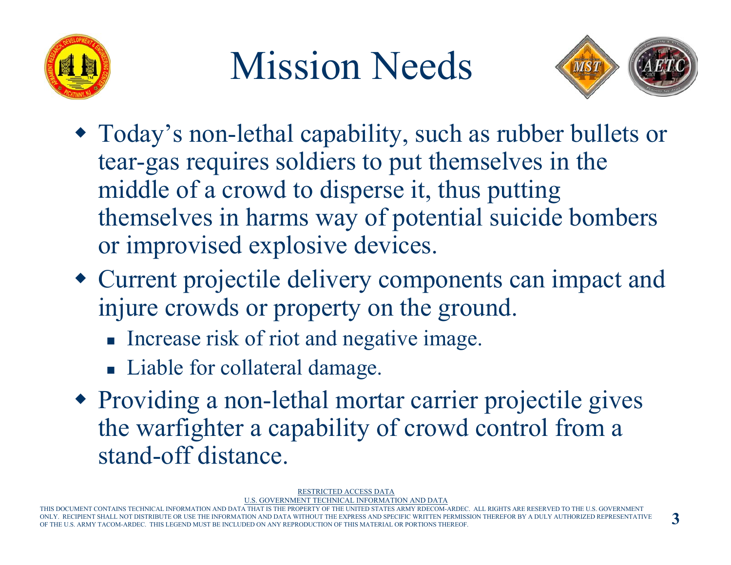# Mission Needs

- Today's non-lethal capability, such as rubber bullets or tear-gas requires soldiers to put themselves in the middle of a crowd to disperse it, thus putting themselves in harms way of potential suicide bombers or improvised explosive devices.
- Current projectile delivery components can impact and injure crowds or property on the ground.
  - Increase risk of riot and negative image.
  - Liable for collateral damage.
- Providing a non-lethal mortar carrier projectile gives the warfighter a capability of crowd control from a stand-off distance.

RESTRICTED ACCESS DATA
U.S. GOVERNMENT TECHNICAL INFORMATION AND DATA
THIS DOCUMENT CONTAINS TECHNICAL INFORMATION AND DATA THAT IS THE PROPERTY OF THE UNITED STATES ARMY RDECOM-ARDEC. ALL RIGHTS ARE RESERVED TO THE U.S. GOVERNMENT ONLY. RECIPIENT SHALL NOT DISTRIBUTE OR USE THE INFORMATION AND DATA WITHOUT THE EXPRESS AND SPECIFIC WRITTEN PERMISSION THEREFOR BY A DULY AUTHORIZED REPRESENTATIVE OF THE U.S. ARMY TACOM-ARDEC. THIS LEGEND MUST BE INCLUDED ON ANY REPRODUCTION OF THIS MATERIAL OR PORTIONS THEREOF.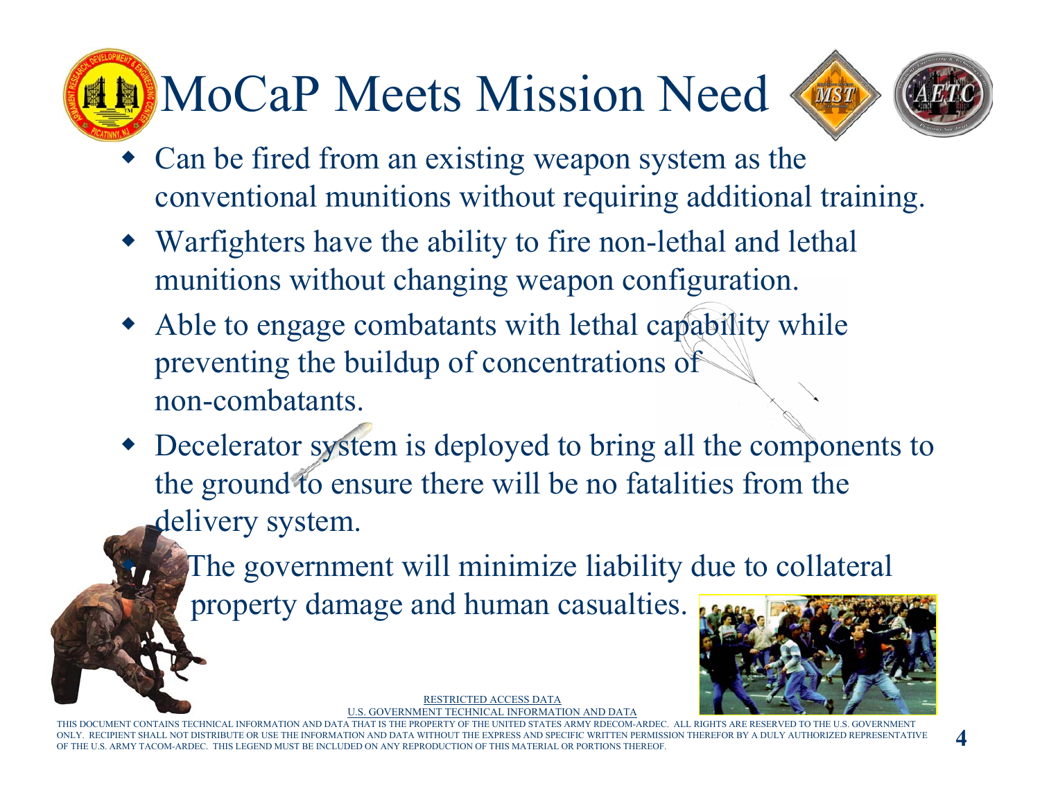# MoCaP Meets Mission Need

- Can be fired from an existing weapon system as the conventional munitions without requiring additional training.
- Warfighters have the ability to fire non-lethal and lethal munitions without changing weapon configuration.
- Able to engage combatants with lethal capability while preventing the buildup of concentrations of non-combatants.
- Decelerator system is deployed to bring all the components to the ground to ensure there will be no fatalities from the delivery system.
- The government will minimize liability due to collateral property damage and human casualties.

RESTRICTED ACCESS DATA
U.S. GOVERNMENT TECHNICAL INFORMATION AND DATA

THIS DOCUMENT CONTAINS TECHNICAL INFORMATION AND DATA THAT IS THE PROPERTY OF THE UNITED STATES ARMY RDECOM-ARDEC. ALL RIGHTS ARE RESERVED TO THE U.S. GOVERNMENT ONLY. RECIPIENT SHALL NOT DISTRIBUTE OR USE THE INFORMATION AND DATA WITHOUT THE EXPRESS AND SPECIFIC WRITTEN PERMISSION THEREFOR BY A DULY AUTHORIZED REPRESENTATIVE OF THE U.S. ARMY TACOM-ARDEC. THIS LEGEND MUST BE INCLUDED ON ANY REPRODUCTION OF THIS MATERIAL OR PORTIONS THEREOF.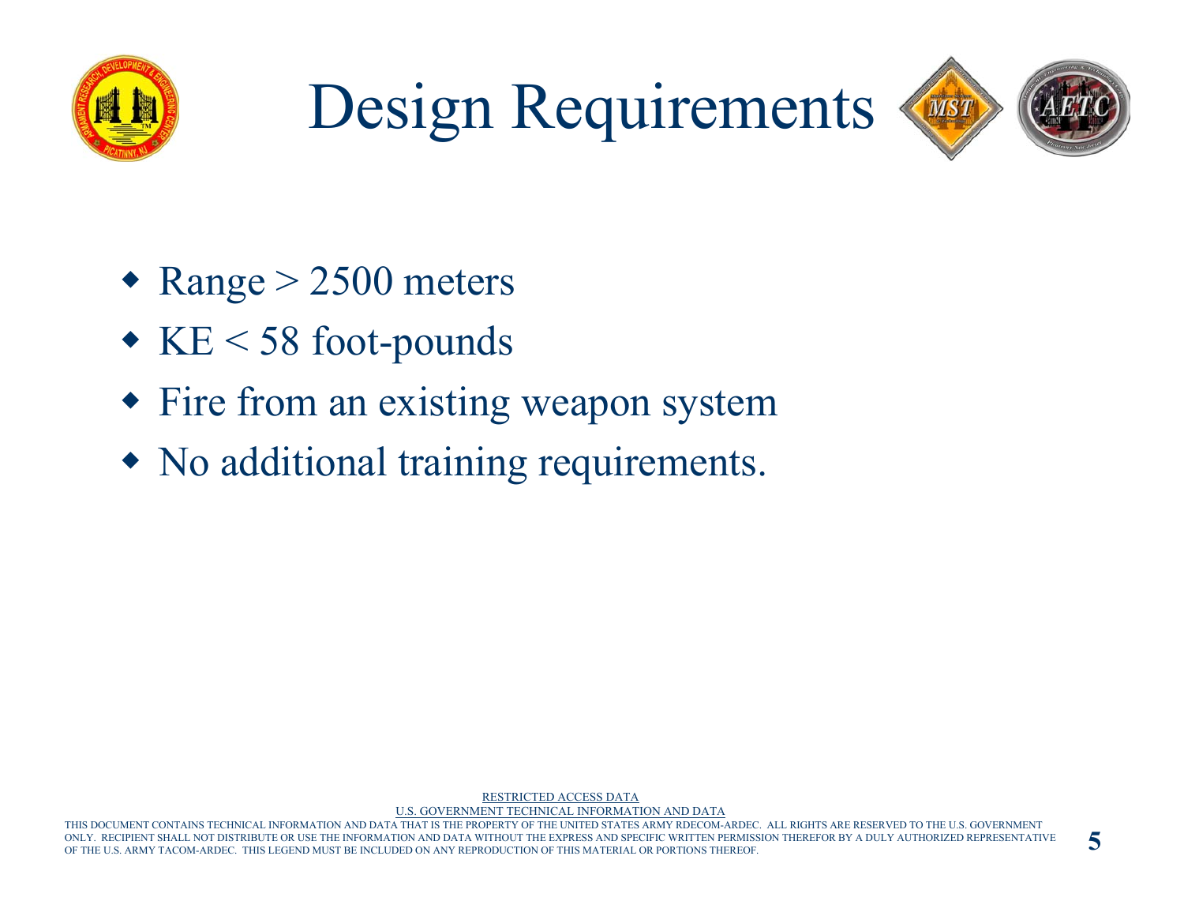# Design Requirements

- Range > 2500 meters
- KE < 58 foot-pounds
- Fire from an existing weapon system
- No additional training requirements.

RESTRICTED ACCESS DATA

U.S. GOVERNMENT TECHNICAL INFORMATION AND DATA

THIS DOCUMENT CONTAINS TECHNICAL INFORMATION AND DATA THAT IS THE PROPERTY OF THE UNITED STATES ARMY RDECOM-ARDEC. ALL RIGHTS ARE RESERVED TO THE U.S. GOVERNMENT ONLY. RECIPIENT SHALL NOT DISTRIBUTE OR USE THE INFORMATION AND DATA WITHOUT THE EXPRESS AND SPECIFIC WRITTEN PERMISSION THEREFOR BY A DULY AUTHORIZED REPRESENTATIVE OF THE U.S. ARMY TACOM-ARDEC. THIS LEGEND MUST BE INCLUDED ON ANY REPRODUCTION OF THIS MATERIAL OR PORTIONS THEREOF.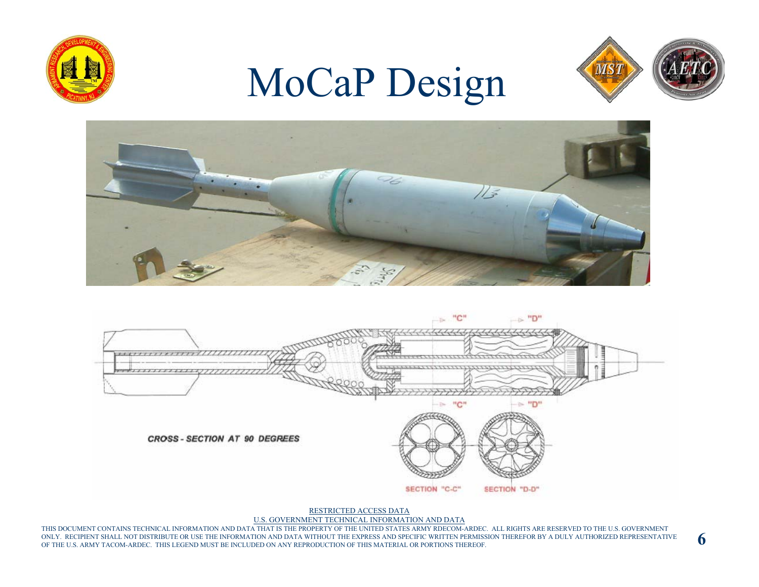# MoCaP Design

CROSS - SECTION AT 90 DEGREES

SECTION "C-C"    SECTION "D-D"

RESTRICTED ACCESS DATA

U.S. GOVERNMENT TECHNICAL INFORMATION AND DATA

THIS DOCUMENT CONTAINS TECHNICAL INFORMATION AND DATA THAT IS THE PROPERTY OF THE UNITED STATES ARMY RDECOM-ARDEC. ALL RIGHTS ARE RESERVED TO THE U.S. GOVERNMENT ONLY. RECIPIENT SHALL NOT DISTRIBUTE OR USE THE INFORMATION AND DATA WITHOUT THE EXPRESS AND SPECIFIC WRITTEN PERMISSION THEREFOR BY A DULY AUTHORIZED REPRESENTATIVE OF THE U.S. ARMY TACOM-ARDEC. THIS LEGEND MUST BE INCLUDED ON ANY REPRODUCTION OF THIS MATERIAL OR PORTIONS THEREOF.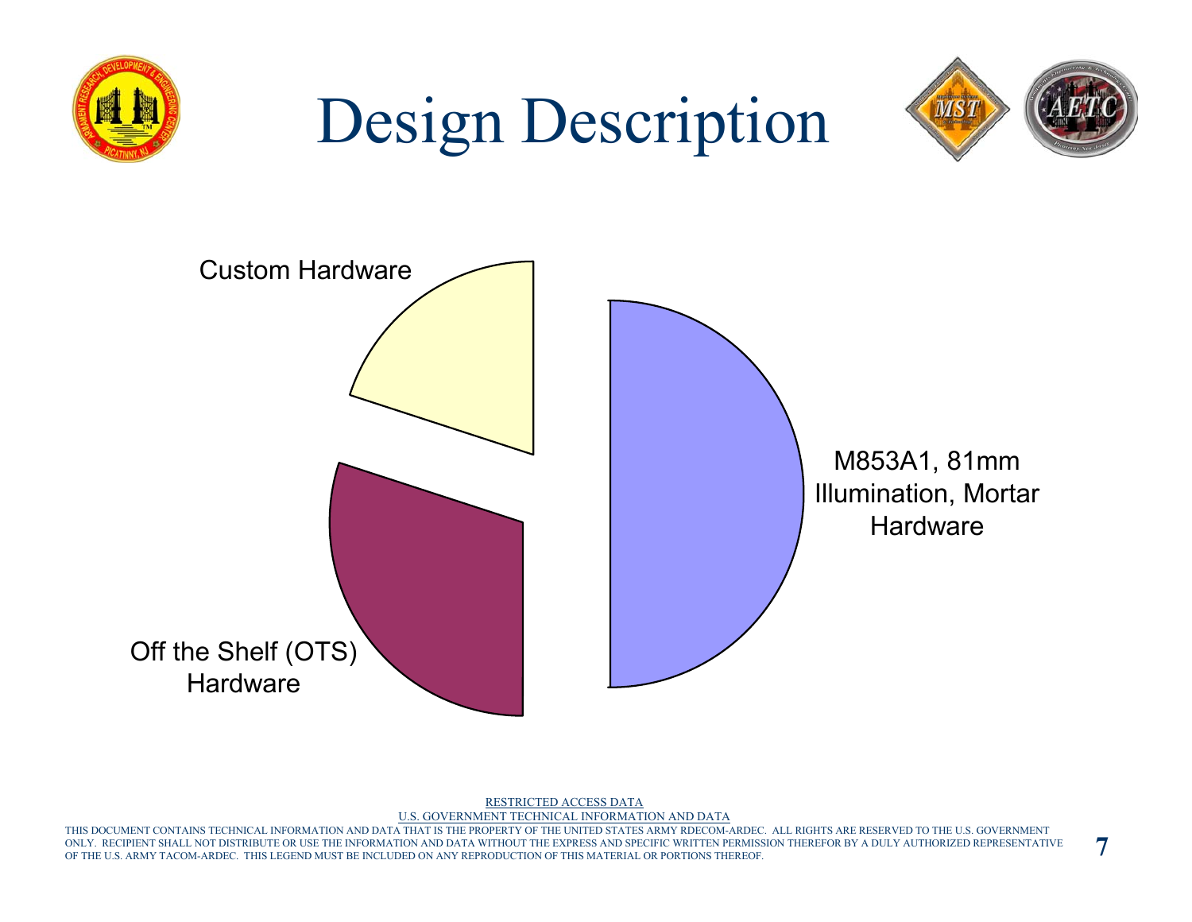# Design Description

Custom Hardware

M853A1, 81mm Illumination, Mortar Hardware

Off the Shelf (OTS) Hardware

RESTRICTED ACCESS DATA

U.S. GOVERNMENT TECHNICAL INFORMATION AND DATA

THIS DOCUMENT CONTAINS TECHNICAL INFORMATION AND DATA THAT IS THE PROPERTY OF THE UNITED STATES ARMY RDECOM-ARDEC. ALL RIGHTS ARE RESERVED TO THE U.S. GOVERNMENT ONLY. RECIPIENT SHALL NOT DISTRIBUTE OR USE THE INFORMATION AND DATA WITHOUT THE EXPRESS AND SPECIFIC WRITTEN PERMISSION THEREFOR BY A DULY AUTHORIZED REPRESENTATIVE OF THE U.S. ARMY TACOM-ARDEC. THIS LEGEND MUST BE INCLUDED ON ANY REPRODUCTION OF THIS MATERIAL OR PORTIONS THEREOF.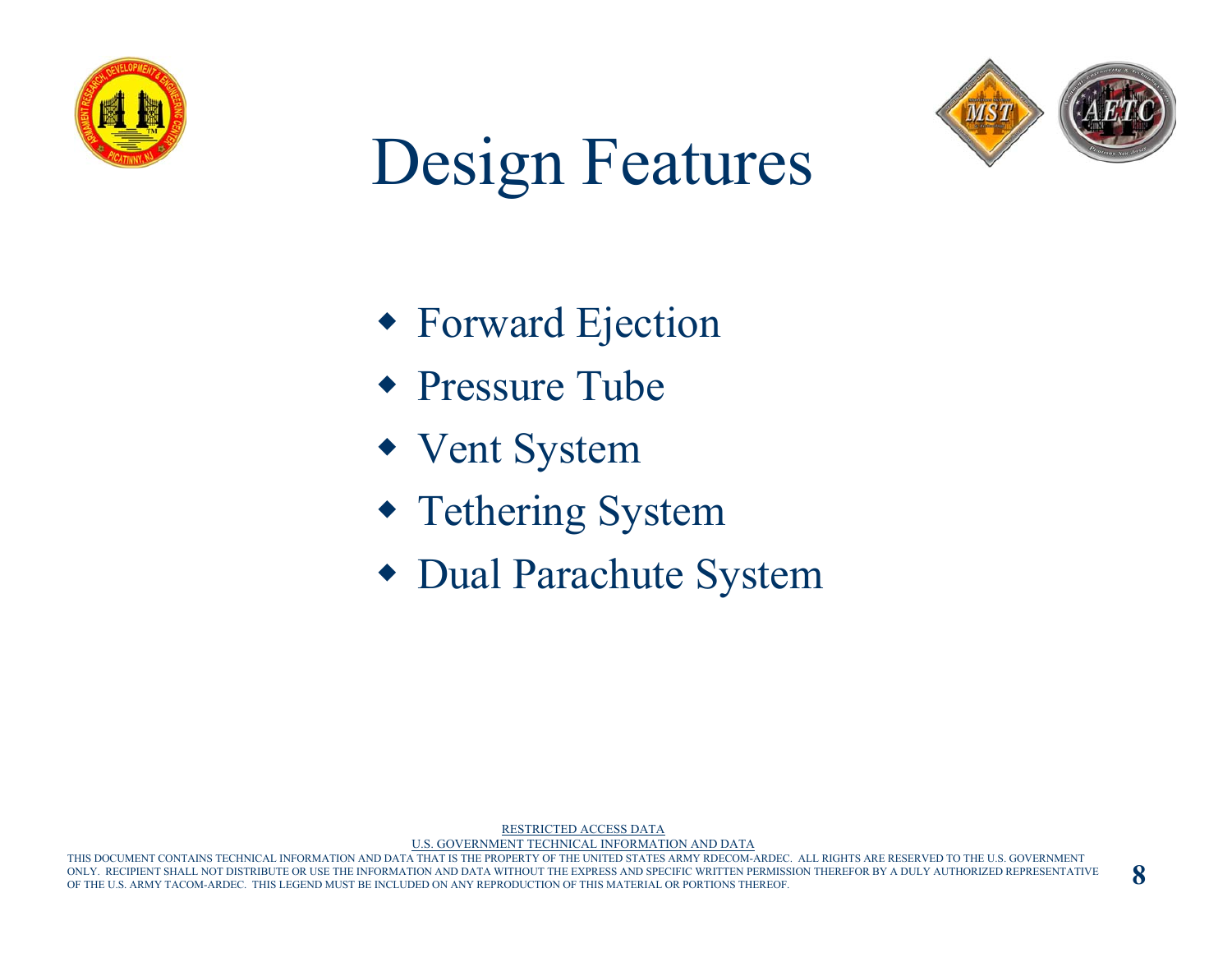# Design Features

- Forward Ejection
- Pressure Tube
- Vent System
- Tethering System
- Dual Parachute System

RESTRICTED ACCESS DATA

U.S. GOVERNMENT TECHNICAL INFORMATION AND DATA

THIS DOCUMENT CONTAINS TECHNICAL INFORMATION AND DATA THAT IS THE PROPERTY OF THE UNITED STATES ARMY RDECOM-ARDEC. ALL RIGHTS ARE RESERVED TO THE U.S. GOVERNMENT ONLY. RECIPIENT SHALL NOT DISTRIBUTE OR USE THE INFORMATION AND DATA WITHOUT THE EXPRESS AND SPECIFIC WRITTEN PERMISSION THEREFOR BY A DULY AUTHORIZED REPRESENTATIVE OF THE U.S. ARMY TACOM-ARDEC. THIS LEGEND MUST BE INCLUDED ON ANY REPRODUCTION OF THIS MATERIAL OR PORTIONS THEREOF.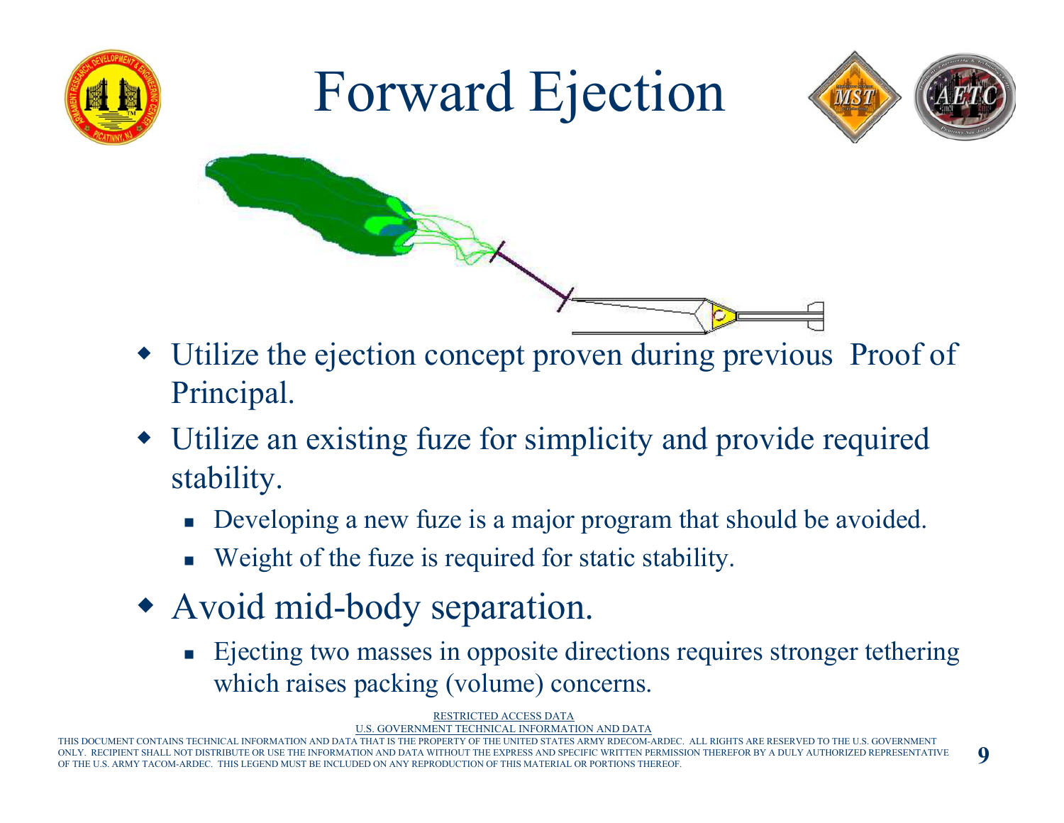# Forward Ejection

- Utilize the ejection concept proven during previous Proof of Principal.
- Utilize an existing fuze for simplicity and provide required stability.
  - Developing a new fuze is a major program that should be avoided.
  - Weight of the fuze is required for static stability.
- Avoid mid-body separation.
  - Ejecting two masses in opposite directions requires stronger tethering which raises packing (volume) concerns.

RESTRICTED ACCESS DATA
U.S. GOVERNMENT TECHNICAL INFORMATION AND DATA
THIS DOCUMENT CONTAINS TECHNICAL INFORMATION AND DATA THAT IS THE PROPERTY OF THE UNITED STATES ARMY RDECOM-ARDEC. ALL RIGHTS ARE RESERVED TO THE U.S. GOVERNMENT ONLY. RECIPIENT SHALL NOT DISTRIBUTE OR USE THE INFORMATION AND DATA WITHOUT THE EXPRESS AND SPECIFIC WRITTEN PERMISSION THEREFOR BY A DULY AUTHORIZED REPRESENTATIVE OF THE U.S. ARMY TACOM-ARDEC. THIS LEGEND MUST BE INCLUDED ON ANY REPRODUCTION OF THIS MATERIAL OR PORTIONS THEREOF.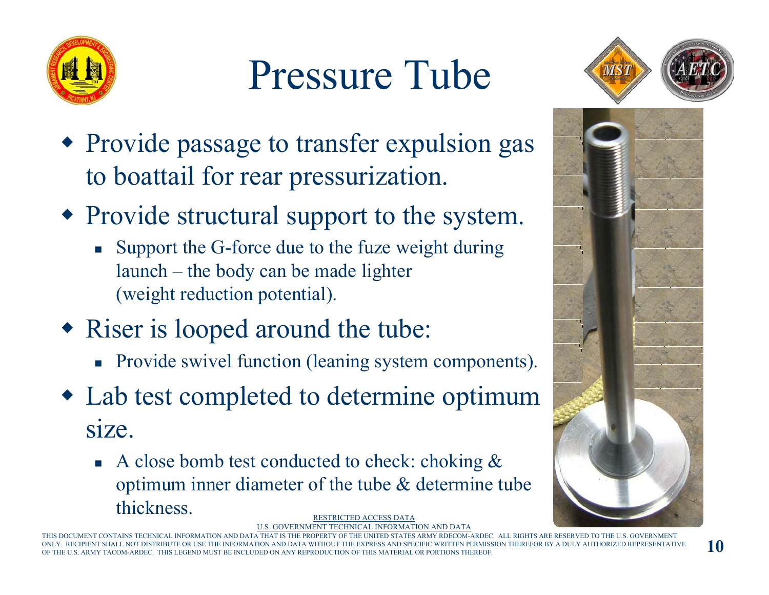# Pressure Tube

- Provide passage to transfer expulsion gas to boattail for rear pressurization.
- Provide structural support to the system.
  - Support the G-force due to the fuze weight during launch – the body can be made lighter (weight reduction potential).
- Riser is looped around the tube:
  - Provide swivel function (leaning system components).
- Lab test completed to determine optimum size.
  - A close bomb test conducted to check: choking & optimum inner diameter of the tube & determine tube thickness.

RESTRICTED ACCESS DATA

U.S. GOVERNMENT TECHNICAL INFORMATION AND DATA

THIS DOCUMENT CONTAINS TECHNICAL INFORMATION AND DATA THAT IS THE PROPERTY OF THE UNITED STATES ARMY RDECOM-ARDEC. ALL RIGHTS ARE RESERVED TO THE U.S. GOVERNMENT ONLY. RECIPIENT SHALL NOT DISTRIBUTE OR USE THE INFORMATION AND DATA WITHOUT THE EXPRESS AND SPECIFIC WRITTEN PERMISSION THEREFOR BY A DULY AUTHORIZED REPRESENTATIVE OF THE U.S. ARMY TACOM-ARDEC. THIS LEGEND MUST BE INCLUDED ON ANY REPRODUCTION OF THIS MATERIAL OR PORTIONS THEREOF.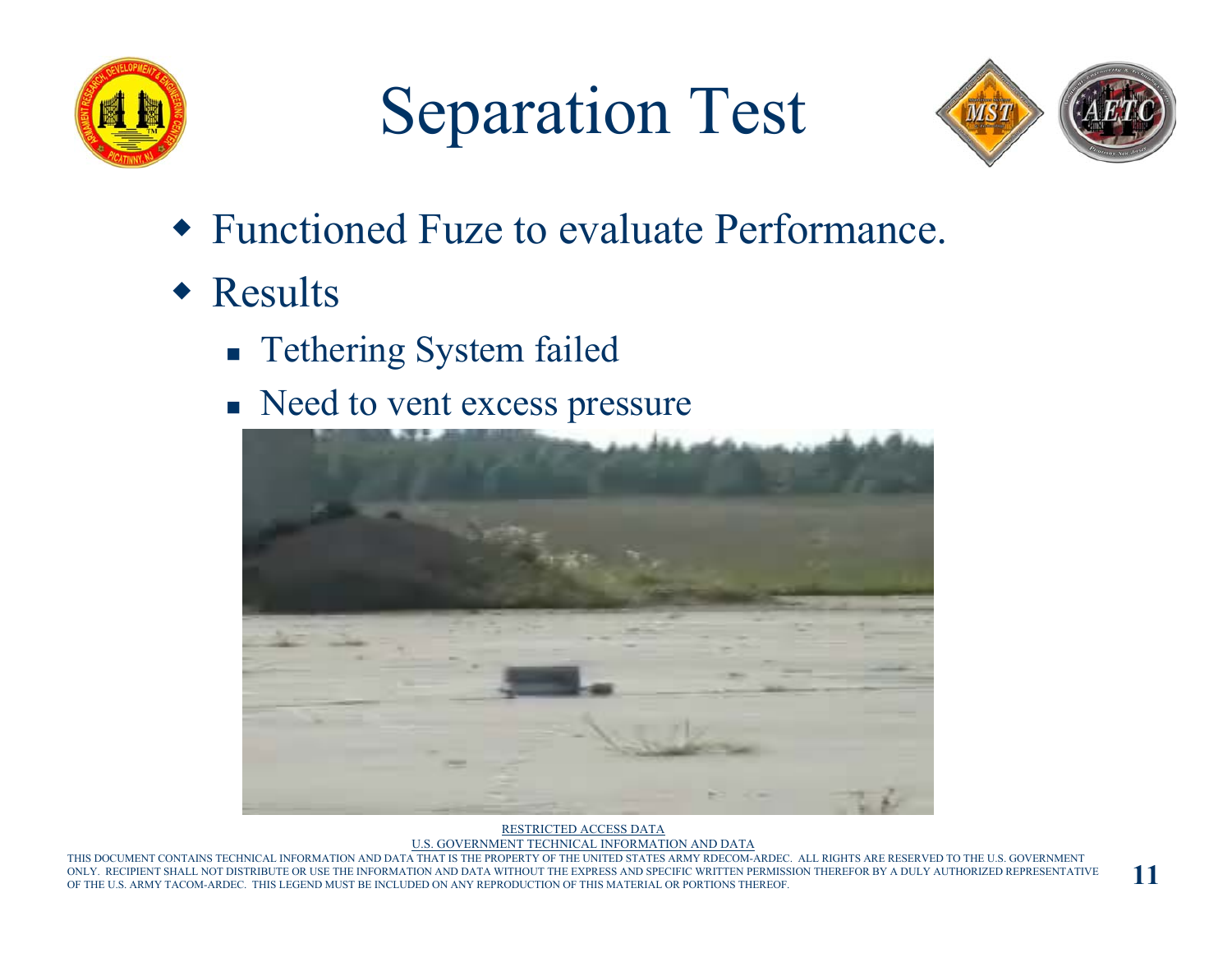# Separation Test

- Functioned Fuze to evaluate Performance.
- Results
  - Tethering System failed
  - Need to vent excess pressure

RESTRICTED ACCESS DATA
U.S. GOVERNMENT TECHNICAL INFORMATION AND DATA

THIS DOCUMENT CONTAINS TECHNICAL INFORMATION AND DATA THAT IS THE PROPERTY OF THE UNITED STATES ARMY RDECOM-ARDEC. ALL RIGHTS ARE RESERVED TO THE U.S. GOVERNMENT ONLY. RECIPIENT SHALL NOT DISTRIBUTE OR USE THE INFORMATION AND DATA WITHOUT THE EXPRESS AND SPECIFIC WRITTEN PERMISSION THEREFOR BY A DULY AUTHORIZED REPRESENTATIVE OF THE U.S. ARMY TACOM-ARDEC. THIS LEGEND MUST BE INCLUDED ON ANY REPRODUCTION OF THIS MATERIAL OR PORTIONS THEREOF.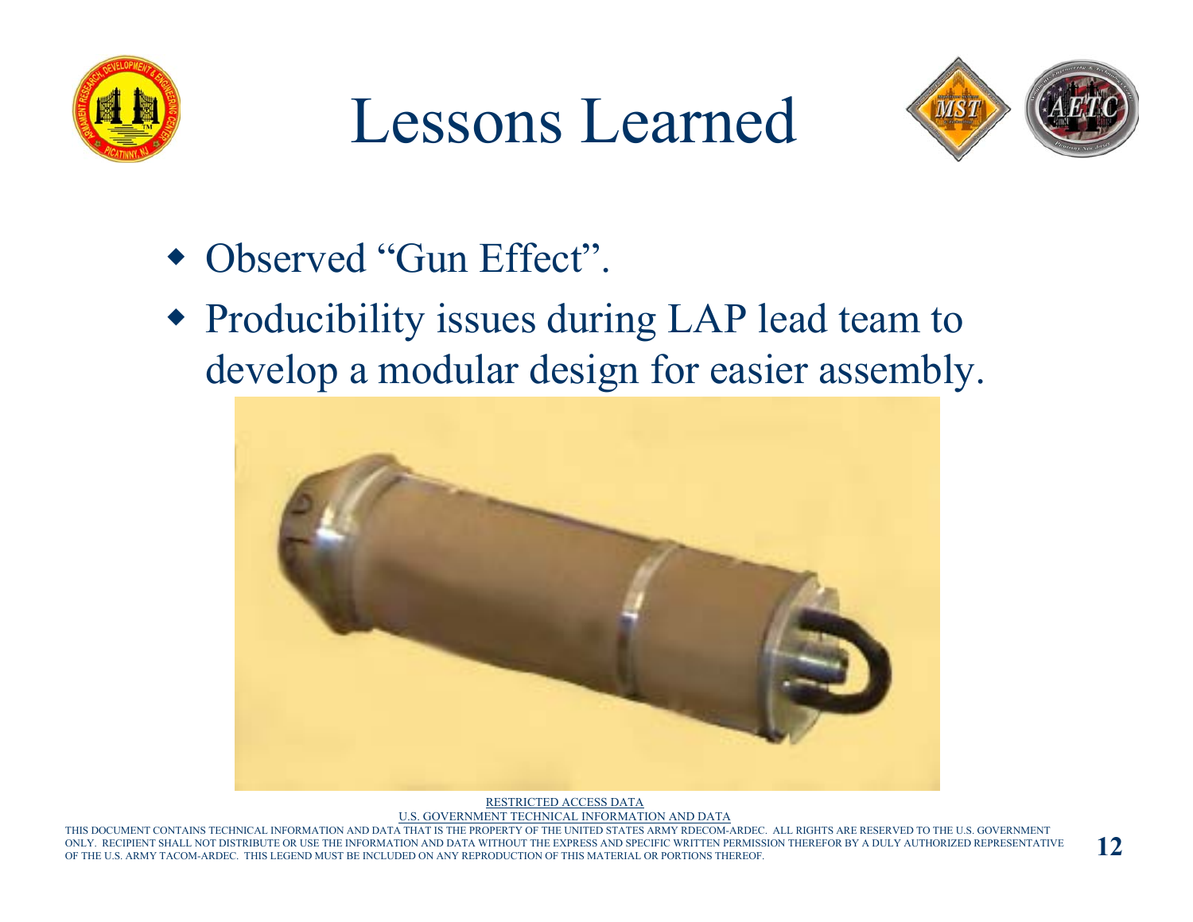# Lessons Learned

- Observed "Gun Effect".
- Producibility issues during LAP lead team to develop a modular design for easier assembly.

RESTRICTED ACCESS DATA
U.S. GOVERNMENT TECHNICAL INFORMATION AND DATA

THIS DOCUMENT CONTAINS TECHNICAL INFORMATION AND DATA THAT IS THE PROPERTY OF THE UNITED STATES ARMY RDECOM-ARDEC. ALL RIGHTS ARE RESERVED TO THE U.S. GOVERNMENT ONLY. RECIPIENT SHALL NOT DISTRIBUTE OR USE THE INFORMATION AND DATA WITHOUT THE EXPRESS AND SPECIFIC WRITTEN PERMISSION THEREFOR BY A DULY AUTHORIZED REPRESENTATIVE OF THE U.S. ARMY TACOM-ARDEC. THIS LEGEND MUST BE INCLUDED ON ANY REPRODUCTION OF THIS MATERIAL OR PORTIONS THEREOF.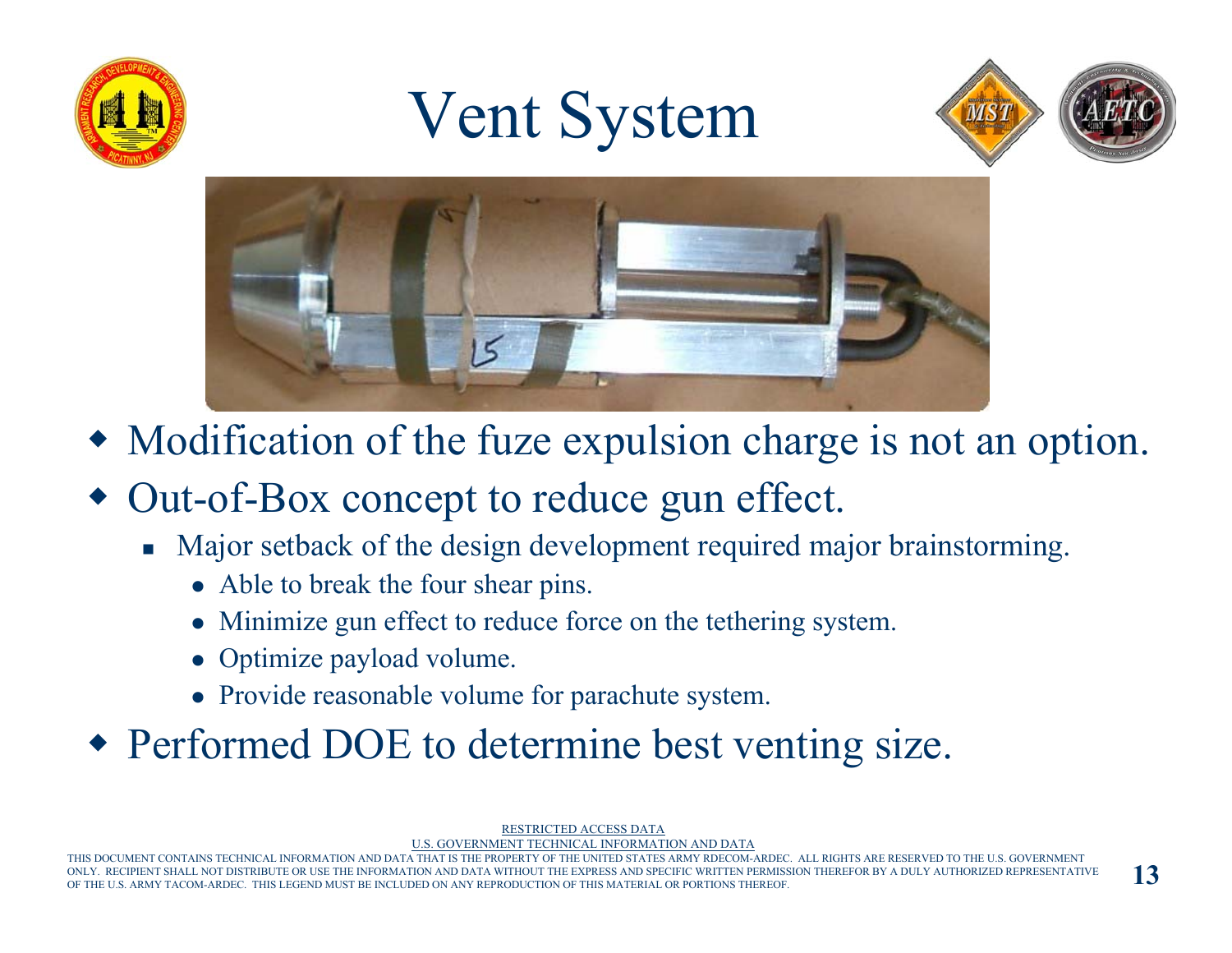# Vent System

- Modification of the fuze expulsion charge is not an option.
- Out-of-Box concept to reduce gun effect.
  - Major setback of the design development required major brainstorming.
    - Able to break the four shear pins.
    - Minimize gun effect to reduce force on the tethering system.
    - Optimize payload volume.
    - Provide reasonable volume for parachute system.
- Performed DOE to determine best venting size.

RESTRICTED ACCESS DATA

U.S. GOVERNMENT TECHNICAL INFORMATION AND DATA

THIS DOCUMENT CONTAINS TECHNICAL INFORMATION AND DATA THAT IS THE PROPERTY OF THE UNITED STATES ARMY RDECOM-ARDEC. ALL RIGHTS ARE RESERVED TO THE U.S. GOVERNMENT ONLY. RECIPIENT SHALL NOT DISTRIBUTE OR USE THE INFORMATION AND DATA WITHOUT THE EXPRESS AND SPECIFIC WRITTEN PERMISSION THEREFOR BY A DULY AUTHORIZED REPRESENTATIVE OF THE U.S. ARMY TACOM-ARDEC. THIS LEGEND MUST BE INCLUDED ON ANY REPRODUCTION OF THIS MATERIAL OR PORTIONS THEREOF.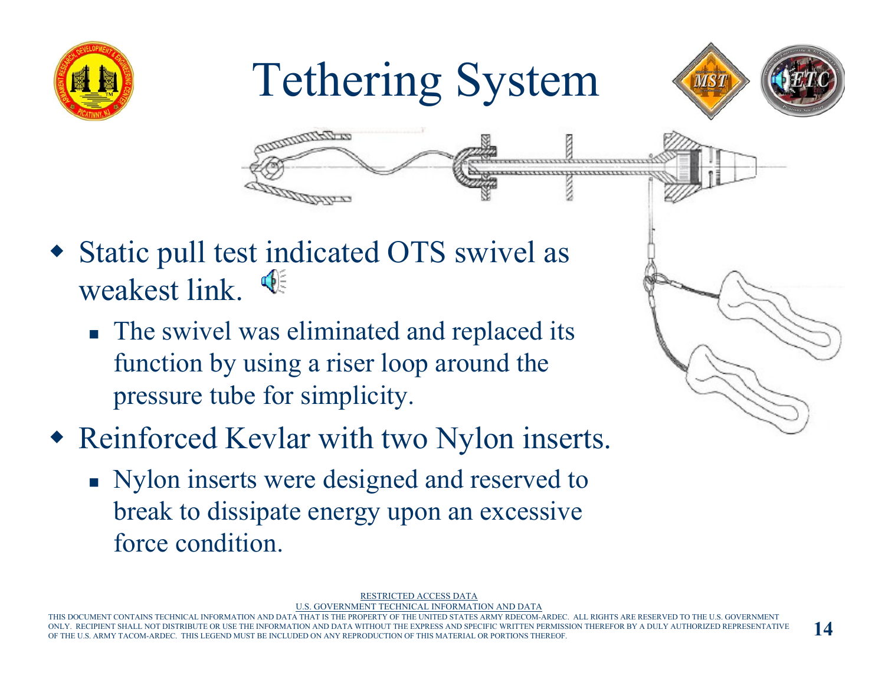# Tethering System

- Static pull test indicated OTS swivel as weakest link.
  - The swivel was eliminated and replaced its function by using a riser loop around the pressure tube for simplicity.
- Reinforced Kevlar with two Nylon inserts.
  - Nylon inserts were designed and reserved to break to dissipate energy upon an excessive force condition.

RESTRICTED ACCESS DATA
U.S. GOVERNMENT TECHNICAL INFORMATION AND DATA
THIS DOCUMENT CONTAINS TECHNICAL INFORMATION AND DATA THAT IS THE PROPERTY OF THE UNITED STATES ARMY RDECOM-ARDEC. ALL RIGHTS ARE RESERVED TO THE U.S. GOVERNMENT ONLY. RECIPIENT SHALL NOT DISTRIBUTE OR USE THE INFORMATION AND DATA WITHOUT THE EXPRESS AND SPECIFIC WRITTEN PERMISSION THEREFOR BY A DULY AUTHORIZED REPRESENTATIVE OF THE U.S. ARMY TACOM-ARDEC. THIS LEGEND MUST BE INCLUDED ON ANY REPRODUCTION OF THIS MATERIAL OR PORTIONS THEREOF.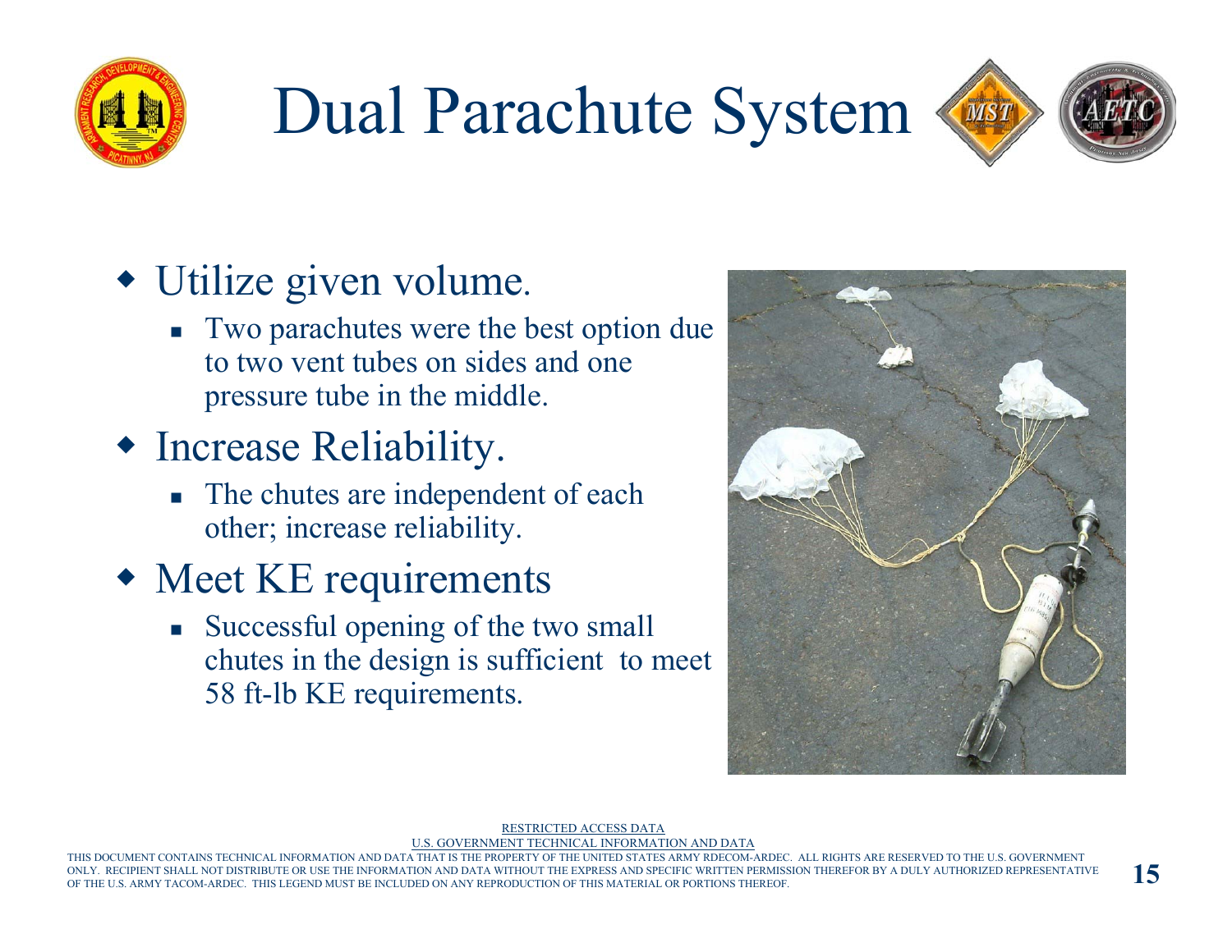# Dual Parachute System

- Utilize given volume.
  - Two parachutes were the best option due to two vent tubes on sides and one pressure tube in the middle.
- Increase Reliability.
  - The chutes are independent of each other; increase reliability.
- Meet KE requirements
  - Successful opening of the two small chutes in the design is sufficient to meet 58 ft-lb KE requirements.

RESTRICTED ACCESS DATA

U.S. GOVERNMENT TECHNICAL INFORMATION AND DATA

THIS DOCUMENT CONTAINS TECHNICAL INFORMATION AND DATA THAT IS THE PROPERTY OF THE UNITED STATES ARMY RDECOM-ARDEC. ALL RIGHTS ARE RESERVED TO THE U.S. GOVERNMENT ONLY. RECIPIENT SHALL NOT DISTRIBUTE OR USE THE INFORMATION AND DATA WITHOUT THE EXPRESS AND SPECIFIC WRITTEN PERMISSION THEREFOR BY A DULY AUTHORIZED REPRESENTATIVE OF THE U.S. ARMY TACOM-ARDEC. THIS LEGEND MUST BE INCLUDED ON ANY REPRODUCTION OF THIS MATERIAL OR PORTIONS THEREOF.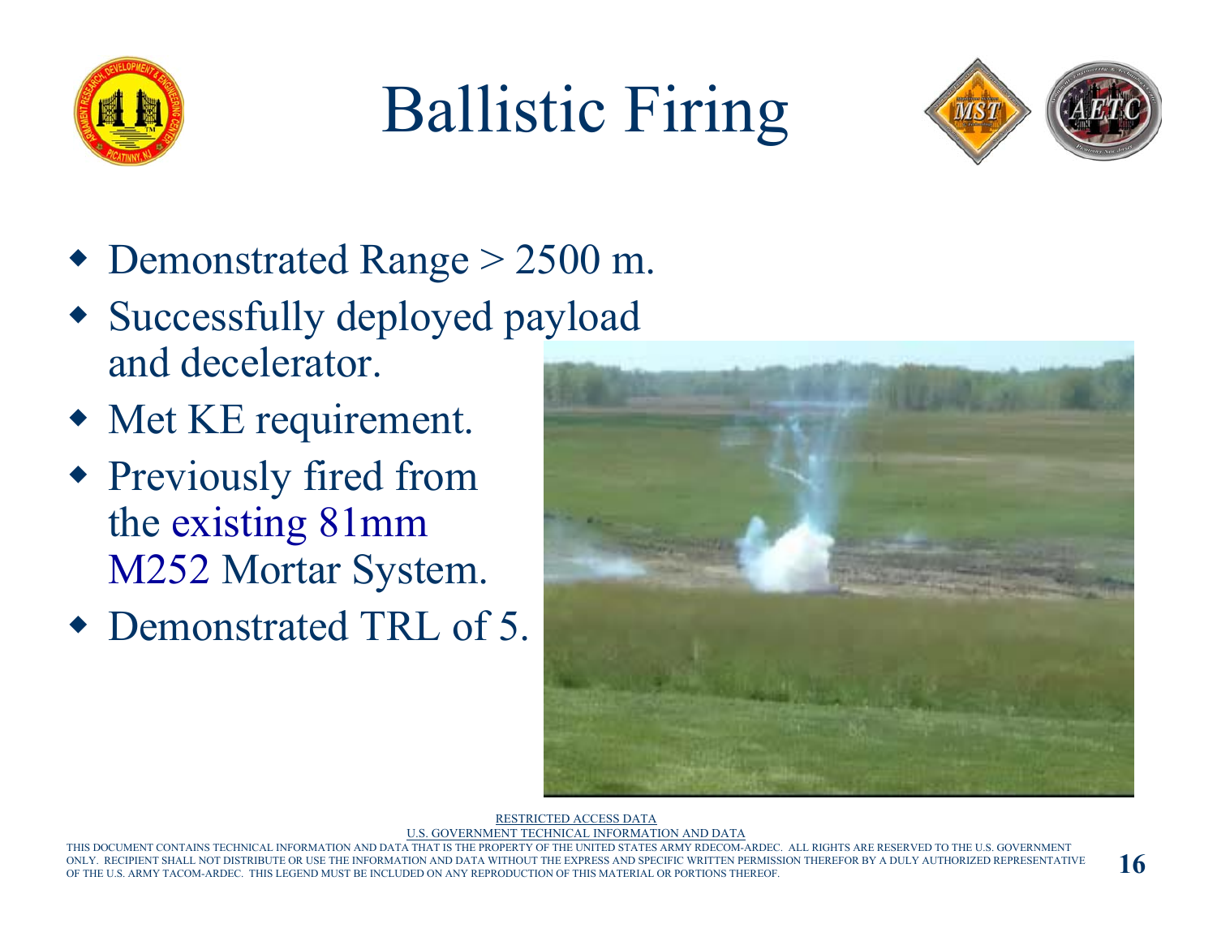# Ballistic Firing

- Demonstrated Range > 2500 m.
- Successfully deployed payload and decelerator.
- Met KE requirement.
- Previously fired from the existing 81mm M252 Mortar System.
- Demonstrated TRL of 5.

RESTRICTED ACCESS DATA
U.S. GOVERNMENT TECHNICAL INFORMATION AND DATA

THIS DOCUMENT CONTAINS TECHNICAL INFORMATION AND DATA THAT IS THE PROPERTY OF THE UNITED STATES ARMY RDECOM-ARDEC. ALL RIGHTS ARE RESERVED TO THE U.S. GOVERNMENT ONLY. RECIPIENT SHALL NOT DISTRIBUTE OR USE THE INFORMATION AND DATA WITHOUT THE EXPRESS AND SPECIFIC WRITTEN PERMISSION THEREFOR BY A DULY AUTHORIZED REPRESENTATIVE OF THE U.S. ARMY TACOM-ARDEC. THIS LEGEND MUST BE INCLUDED ON ANY REPRODUCTION OF THIS MATERIAL OR PORTIONS THEREOF.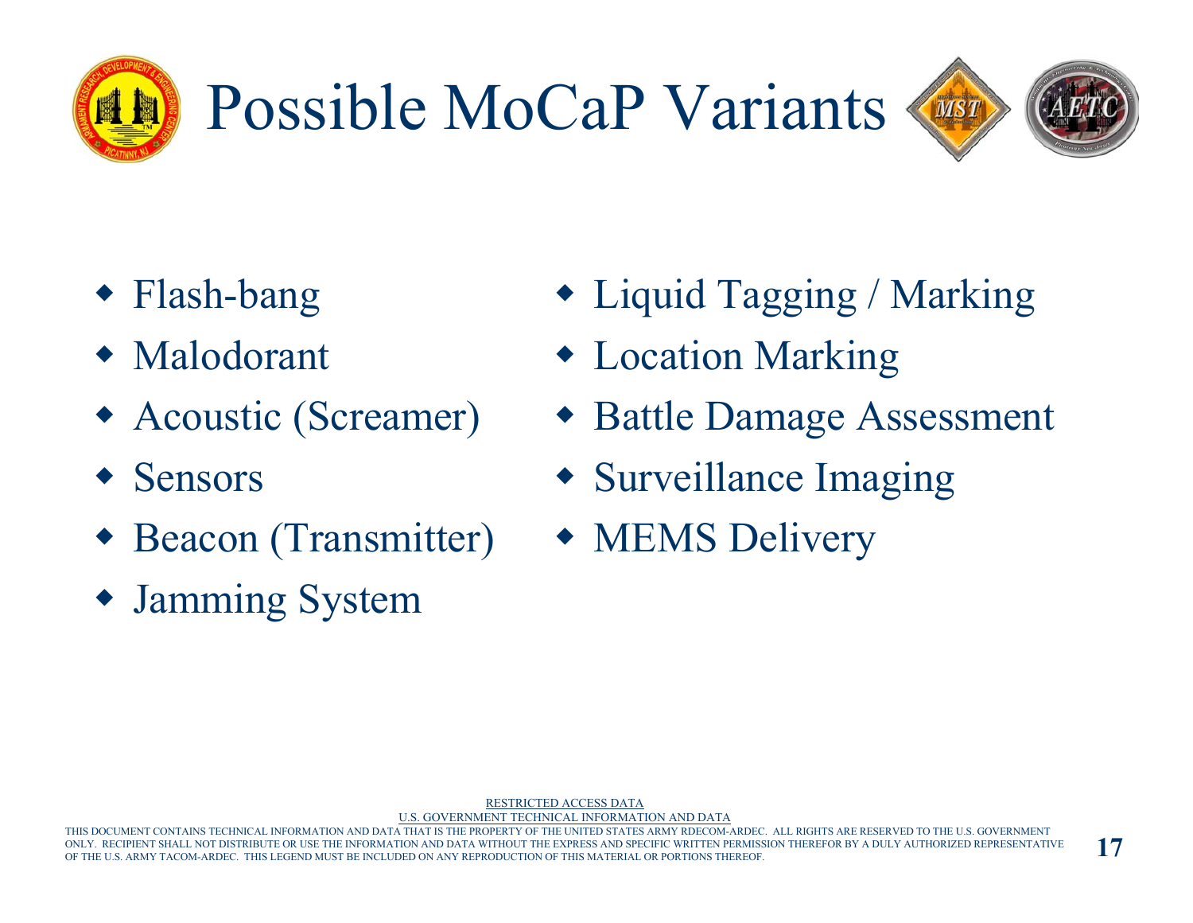# Possible MoCaP Variants

- Flash-bang
- Malodorant
- Acoustic (Screamer)
- Sensors
- Beacon (Transmitter)
- Jamming System
- Liquid Tagging / Marking
- Location Marking
- Battle Damage Assessment
- Surveillance Imaging
- MEMS Delivery

RESTRICTED ACCESS DATA
U.S. GOVERNMENT TECHNICAL INFORMATION AND DATA
THIS DOCUMENT CONTAINS TECHNICAL INFORMATION AND DATA THAT IS THE PROPERTY OF THE UNITED STATES ARMY RDECOM-ARDEC. ALL RIGHTS ARE RESERVED TO THE U.S. GOVERNMENT ONLY. RECIPIENT SHALL NOT DISTRIBUTE OR USE THE INFORMATION AND DATA WITHOUT THE EXPRESS AND SPECIFIC WRITTEN PERMISSION THEREFOR BY A DULY AUTHORIZED REPRESENTATIVE OF THE U.S. ARMY TACOM-ARDEC. THIS LEGEND MUST BE INCLUDED ON ANY REPRODUCTION OF THIS MATERIAL OR PORTIONS THEREOF.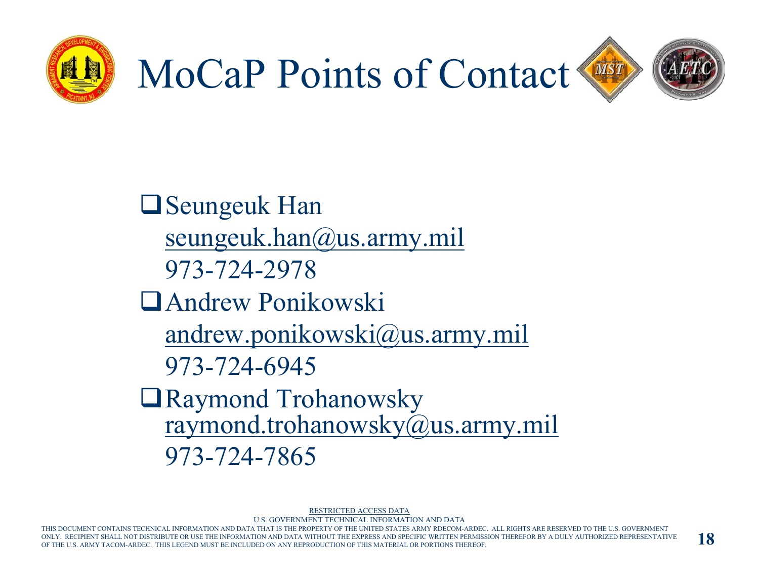# MoCaP Points of Contact

- Seungeuk Han
  seungeuk.han@us.army.mil
  973-724-2978
- Andrew Ponikowski
  andrew.ponikowski@us.army.mil
  973-724-6945
- Raymond Trohanowsky
  raymond.trohanowsky@us.army.mil
  973-724-7865

RESTRICTED ACCESS DATA
U.S. GOVERNMENT TECHNICAL INFORMATION AND DATA
THIS DOCUMENT CONTAINS TECHNICAL INFORMATION AND DATA THAT IS THE PROPERTY OF THE UNITED STATES ARMY RDECOM-ARDEC. ALL RIGHTS ARE RESERVED TO THE U.S. GOVERNMENT ONLY. RECIPIENT SHALL NOT DISTRIBUTE OR USE THE INFORMATION AND DATA WITHOUT THE EXPRESS AND SPECIFIC WRITTEN PERMISSION THEREFOR BY A DULY AUTHORIZED REPRESENTATIVE OF THE U.S. ARMY TACOM-ARDEC. THIS LEGEND MUST BE INCLUDED ON ANY REPRODUCTION OF THIS MATERIAL OR PORTIONS THEREOF.